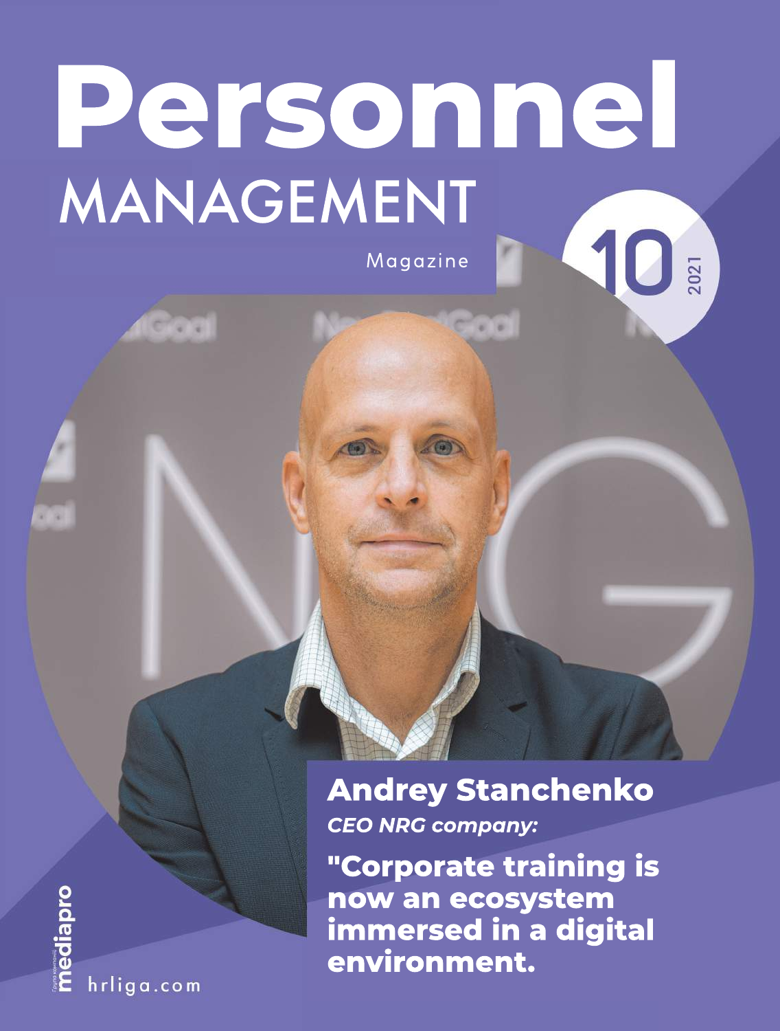# Personnel MANAGEMENT

Magazine

10 2021

## Andrey Stanchenko

*CEO NRG company:*

**"Corporate training is now an ecosystem immersed in a digital environment.**

mediapro

hrliga.com